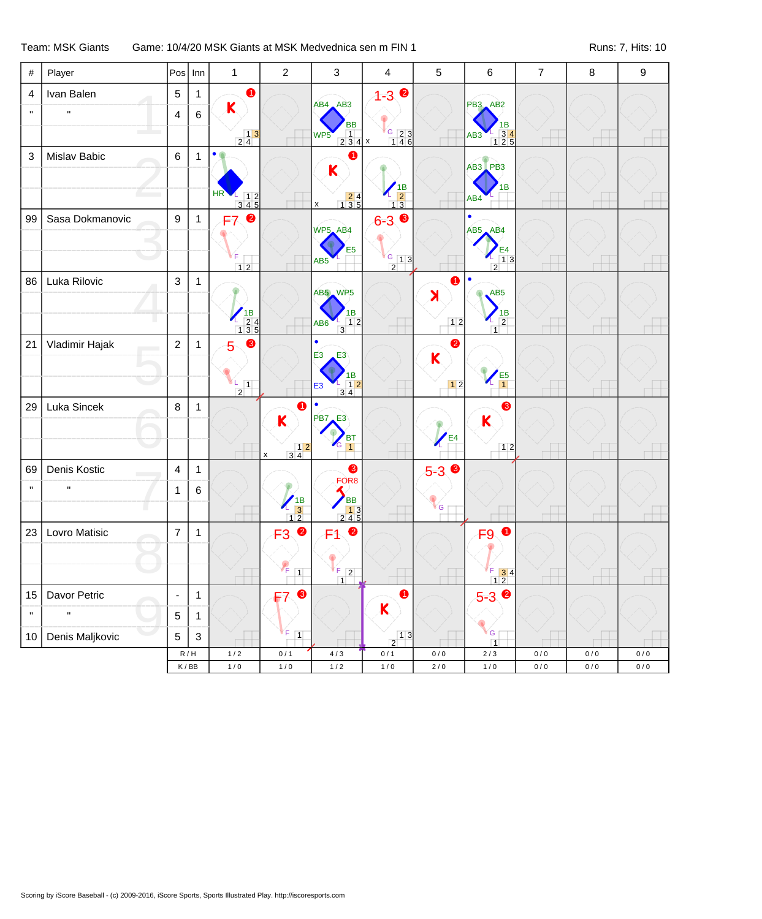Team: MSK Giants | Game: 10/4/20 MSK Giants at MSK Medvednica sen m FIN 1 | Runs: 7, Hits: 10

| # | Player | Pos | Inn | 1 | 2 | 3 | 4 | 5 | 6 | 7 | 8 | 9 |
|---|---|---|---|---|---|---|---|---|---|---|---|---|
| 4 | Ivan Balen | 5 | 1 | K (1) | | AB4 AB3 BB WP5 | 1-3 (2) G | | PB3 AB2 1B AB3 | | | |
| " | " | 4 | 6 | | | | | | | | | |
| 3 | Mislav Babic | 6 | 1 | HR | | K (1) | 1B | | AB3 PB3 1B AB4 | | | |
| 99 | Sasa Dokmanovic | 9 | 1 | F7 (2) | | WP5 AB4 E5 AB5 | 6-3 (3) G | | AB5 AB4 E4 | | | |
| 86 | Luka Rilovic | 3 | 1 | 1B | | AB5 WP5 1B AB6 | | K (1) | AB5 1B | | | |
| 21 | Vladimir Hajak | 2 | 1 | 5 (3) | | E3 E3 1B E3 | | K (2) | E5 | | | |
| 29 | Luka Sincek | 8 | 1 | | K (1) | PB7 E3 BT | | E4 | K (3) | | | |
| 69 | Denis Kostic | 4 | 1 | | 1B | (3) FOR8 BB | | 5-3 (3) G | | | | |
| " | " | 1 | 6 | | | | | | | | | |
| 23 | Lovro Matisic | 7 | 1 | | F3 (2) | F1 (2) | | | F9 (1) | | | |
| 15 | Davor Petric | - | 1 | | F7 (3) | | K (1) | | 5-3 (2) G | | | |
| " | " | 5 | 1 | | | | | | | | | |
| 10 | Denis Maljkovic | 5 | 3 | | | | | | | | | |
| | | R/H | | 1 / 2 | 0 / 1 | 4 / 3 | 0 / 1 | 0 / 0 | 2 / 3 | 0 / 0 | 0 / 0 | 0 / 0 |
| | | K/BB | | 1 / 0 | 1 / 0 | 1 / 2 | 1 / 0 | 2 / 0 | 1 / 0 | 0 / 0 | 0 / 0 | 0 / 0 |

Scoring by iScore Baseball - (c) 2009-2016, iScore Sports, Sports Illustrated Play. http://iscoresports.com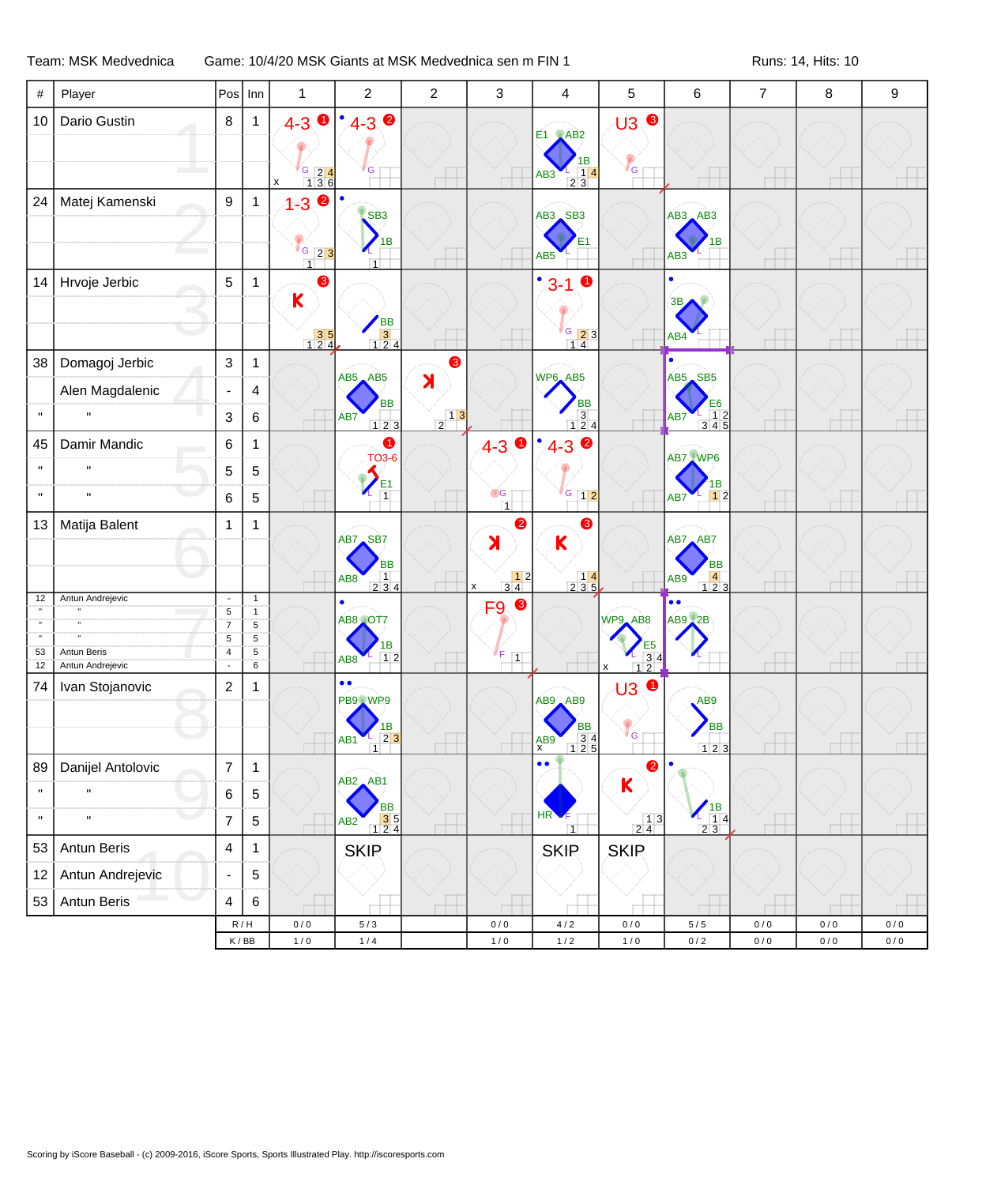Team: MSK Medvednica    Game: 10/4/20 MSK Giants at MSK Medvednica sen m FIN 1    Runs: 14, Hits: 10

| # | Player | Pos | Inn | 1 | 2 | 2 | 3 | 4 | 5 | 6 | 7 | 8 | 9 |
|---|---|---|---|---|---|---|---|---|---|---|---|---|---|
| 10 | Dario Gustin | 8 | 1 | 4-3 (1) G | 4-3 (2) G | | | E1 AB2 1B AB3 | U3 (3) G | | | | |
| 24 | Matej Kamenski | 9 | 1 | 1-3 (2) G | SB3 1B | | | AB3 SB3 E1 AB5 | | AB3 AB3 1B AB3 | | | |
| 14 | Hrvoje Jerbic | 5 | 1 | K (3) | BB | | | 3-1 (1) G | | 3B AB4 | | | |
| 38 | Domagoj Jerbic | 3 | 1 | | AB5 AB5 BB AB7 | ꓘ (3) | | WP6 AB5 BB | | AB5 SB5 E6 AB7 | | | |
| | Alen Magdalenic | - | 4 | | | | | | | | | | |
| " | " | 3 | 6 | | | | | | | | | | |
| 45 | Damir Mandic | 6 | 1 | | (1) TO3-6 E1 | | 4-3 (1) G | 4-3 (2) G | | AB7 WP6 1B AB7 | | | |
| " | " | 5 | 5 | | | | | | | | | | |
| " | " | 6 | 5 | | | | | | | | | | |
| 13 | Matija Balent | 1 | 1 | | AB7 SB7 BB AB8 | | ꓘ (2) | K (3) | | AB7 AB7 BB AB9 | | | |
| 12 | Antun Andrejevic | - | 1 | | AB8 OT7 1B AB8 | | F9 (3) F | | WP9 AB8 E5 | AB9 2B | | | |
| " | " | 5 | 1 | | | | | | | | | | |
| " | " | 7 | 5 | | | | | | | | | | |
| " | " | 5 | 5 | | | | | | | | | | |
| 53 | Antun Beris | 4 | 5 | | | | | | | | | | |
| 12 | Antun Andrejevic | - | 6 | | | | | | | | | | |
| 74 | Ivan Stojanovic | 2 | 1 | | PB9 WP9 1B AB1 | | | AB9 AB9 BB AB9 | U3 (1) G | AB9 BB | | | |
| 89 | Danijel Antolovic | 7 | 1 | | AB2 AB1 BB AB2 | | | HR F | K (2) | 1B | | | |
| " | " | 6 | 5 | | | | | | | | | | |
| " | " | 7 | 5 | | | | | | | | | | |
| 53 | Antun Beris | 4 | 1 | | SKIP | | | SKIP | SKIP | | | | |
| 12 | Antun Andrejevic | - | 5 | | | | | | | | | | |
| 53 | Antun Beris | 4 | 6 | | | | | | | | | | |
| | | R / H | | 0 / 0 | 5 / 3 | | 0 / 0 | 4 / 2 | 0 / 0 | 5 / 5 | 0 / 0 | 0 / 0 | 0 / 0 |
| | | K / BB | | 1 / 0 | 1 / 4 | | 1 / 0 | 1 / 2 | 1 / 0 | 0 / 2 | 0 / 0 | 0 / 0 | 0 / 0 |

Scoring by iScore Baseball - (c) 2009-2016, iScore Sports, Sports Illustrated Play. http://iscoresports.com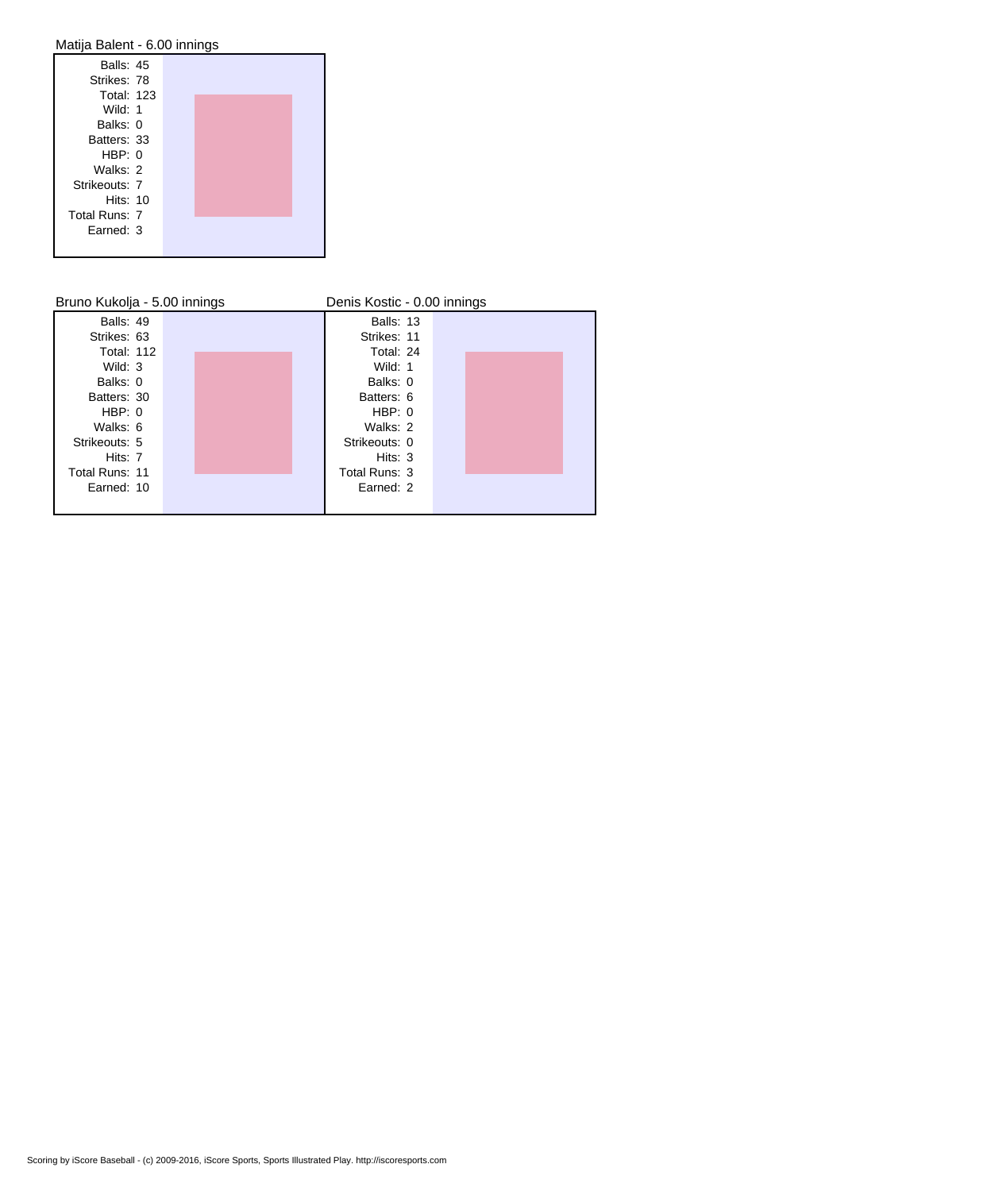Matija Balent - 6.00 innings

Balls: 45
Strikes: 78
Total: 123
Wild: 1
Balks: 0
Batters: 33
HBP: 0
Walks: 2
Strikeouts: 7
Hits: 10
Total Runs: 7
Earned: 3

Bruno Kukolja - 5.00 innings

Balls: 49
Strikes: 63
Total: 112
Wild: 3
Balks: 0
Batters: 30
HBP: 0
Walks: 6
Strikeouts: 5
Hits: 7
Total Runs: 11
Earned: 10

Denis Kostic - 0.00 innings

Balls: 13
Strikes: 11
Total: 24
Wild: 1
Balks: 0
Batters: 6
HBP: 0
Walks: 2
Strikeouts: 0
Hits: 3
Total Runs: 3
Earned: 2

Scoring by iScore Baseball - (c) 2009-2016, iScore Sports, Sports Illustrated Play. http://iscoresports.com